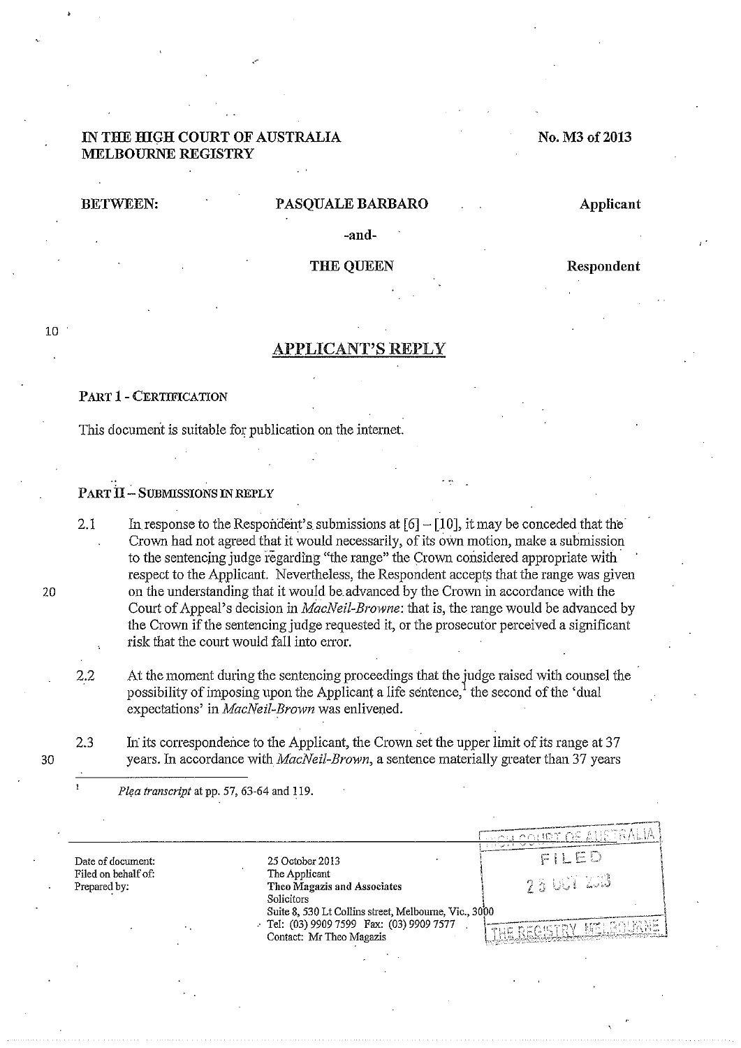IN THE HIGH COURT OF AUSTRALIA
MELBOURNE REGISTRY

No. M3 of 2013

BETWEEN: **PASQUALE BARBARO** Applicant

-and-

**THE QUEEN** Respondent

## APPLICANT'S REPLY

### PART 1 - CERTIFICATION

This document is suitable for publication on the internet.

### PART II – SUBMISSIONS IN REPLY

2.1 In response to the Respondent's submissions at [6] – [10], it may be conceded that the Crown had not agreed that it would necessarily, of its own motion, make a submission to the sentencing judge regarding "the range" the Crown considered appropriate with respect to the Applicant. Nevertheless, the Respondent accepts that the range was given on the understanding that it would be advanced by the Crown in accordance with the Court of Appeal's decision in *MacNeil-Browne*: that is, the range would be advanced by the Crown if the sentencing judge requested it, or the prosecutor perceived a significant risk that the court would fall into error.

2.2 At the moment during the sentencing proceedings that the judge raised with counsel the possibility of imposing upon the Applicant a life sentence,[1] the second of the 'dual expectations' in *MacNeil-Brown* was enlivened.

2.3 In its correspondence to the Applicant, the Crown set the upper limit of its range at 37 years. In accordance with *MacNeil-Brown*, a sentence materially greater than 37 years

[1] *Plea transcript* at pp. 57, 63-64 and 119.

Date of document: 25 October 2013
Filed on behalf of: The Applicant
Prepared by: **Theo Magazis and Associates**
Solicitors
Suite 8, 530 Lt Collins street, Melbourne, Vic., 3000
Tel: (03) 9909 7599 Fax: (03) 9909 7577
Contact: Mr Theo Magazis

HIGH COURT OF AUSTRALIA
FILED
25 OCT 2013
THE REGISTRY MELBOURNE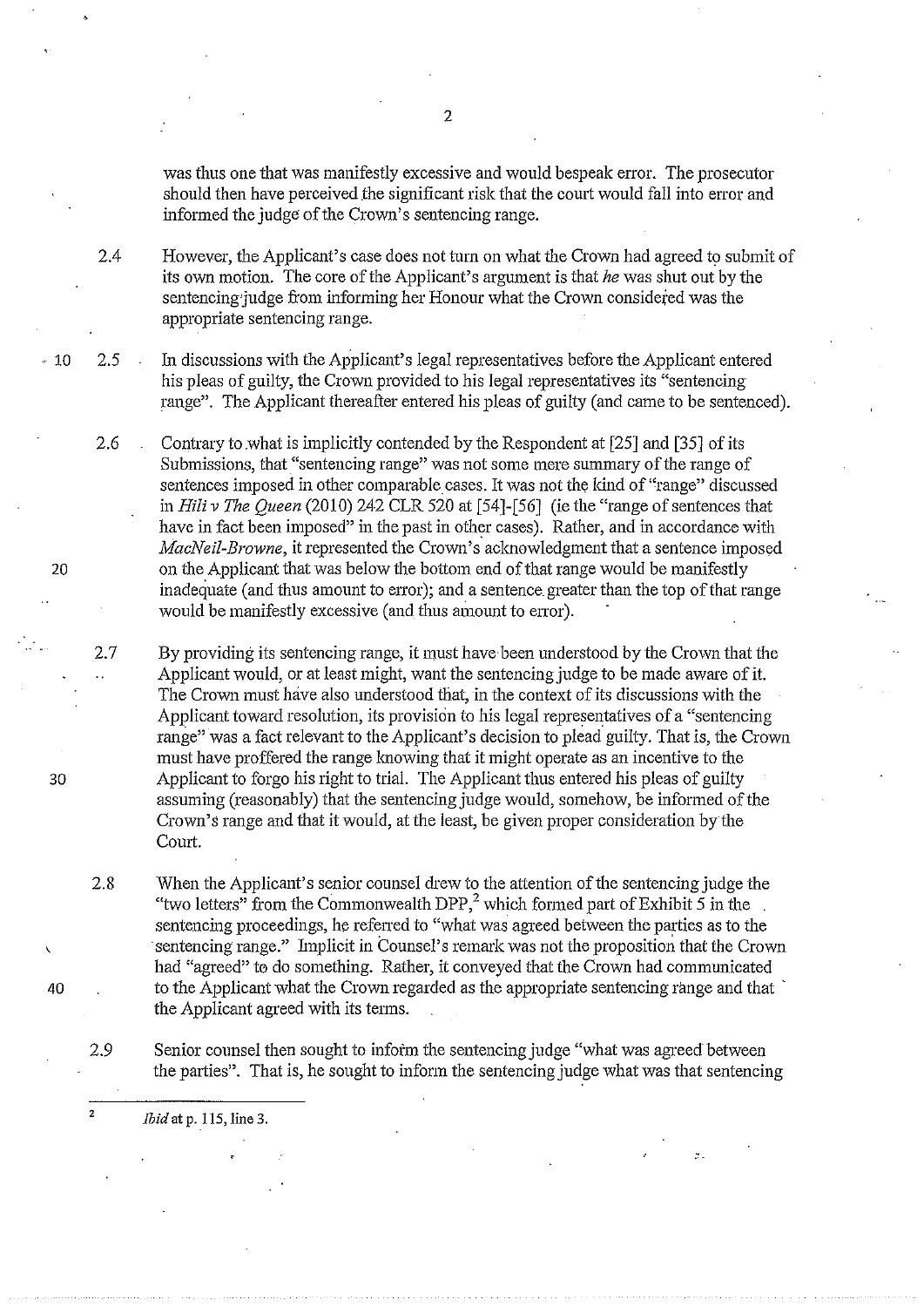was thus one that was manifestly excessive and would bespeak error. The prosecutor should then have perceived the significant risk that the court would fall into error and informed the judge of the Crown's sentencing range.

2.4 However, the Applicant's case does not turn on what the Crown had agreed to submit of its own motion. The core of the Applicant's argument is that *he* was shut out by the sentencing judge from informing her Honour what the Crown considered was the appropriate sentencing range.

2.5 In discussions with the Applicant's legal representatives before the Applicant entered his pleas of guilty, the Crown provided to his legal representatives its "sentencing range". The Applicant thereafter entered his pleas of guilty (and came to be sentenced).

2.6 Contrary to what is implicitly contended by the Respondent at [25] and [35] of its Submissions, that "sentencing range" was not some mere summary of the range of sentences imposed in other comparable cases. It was not the kind of "range" discussed in *Hili v The Queen* (2010) 242 CLR 520 at [54]-[56] (ie the "range of sentences that have in fact been imposed" in the past in other cases). Rather, and in accordance with *MacNeil-Browne*, it represented the Crown's acknowledgment that a sentence imposed on the Applicant that was below the bottom end of that range would be manifestly inadequate (and thus amount to error); and a sentence greater than the top of that range would be manifestly excessive (and thus amount to error).

2.7 By providing its sentencing range, it must have been understood by the Crown that the Applicant would, or at least might, want the sentencing judge to be made aware of it. The Crown must have also understood that, in the context of its discussions with the Applicant toward resolution, its provision to his legal representatives of a "sentencing range" was a fact relevant to the Applicant's decision to plead guilty. That is, the Crown must have proffered the range knowing that it might operate as an incentive to the Applicant to forgo his right to trial. The Applicant thus entered his pleas of guilty assuming (reasonably) that the sentencing judge would, somehow, be informed of the Crown's range and that it would, at the least, be given proper consideration by the Court.

2.8 When the Applicant's senior counsel drew to the attention of the sentencing judge the "two letters" from the Commonwealth DPP,[2] which formed part of Exhibit 5 in the sentencing proceedings, he referred to "what was agreed between the parties as to the sentencing range." Implicit in Counsel's remark was not the proposition that the Crown had "agreed" to do something. Rather, it conveyed that the Crown had communicated to the Applicant what the Crown regarded as the appropriate sentencing range and that the Applicant agreed with its terms.

2.9 Senior counsel then sought to inform the sentencing judge "what was agreed between the parties". That is, he sought to inform the sentencing judge what was that sentencing

[2] *Ibid* at p. 115, line 3.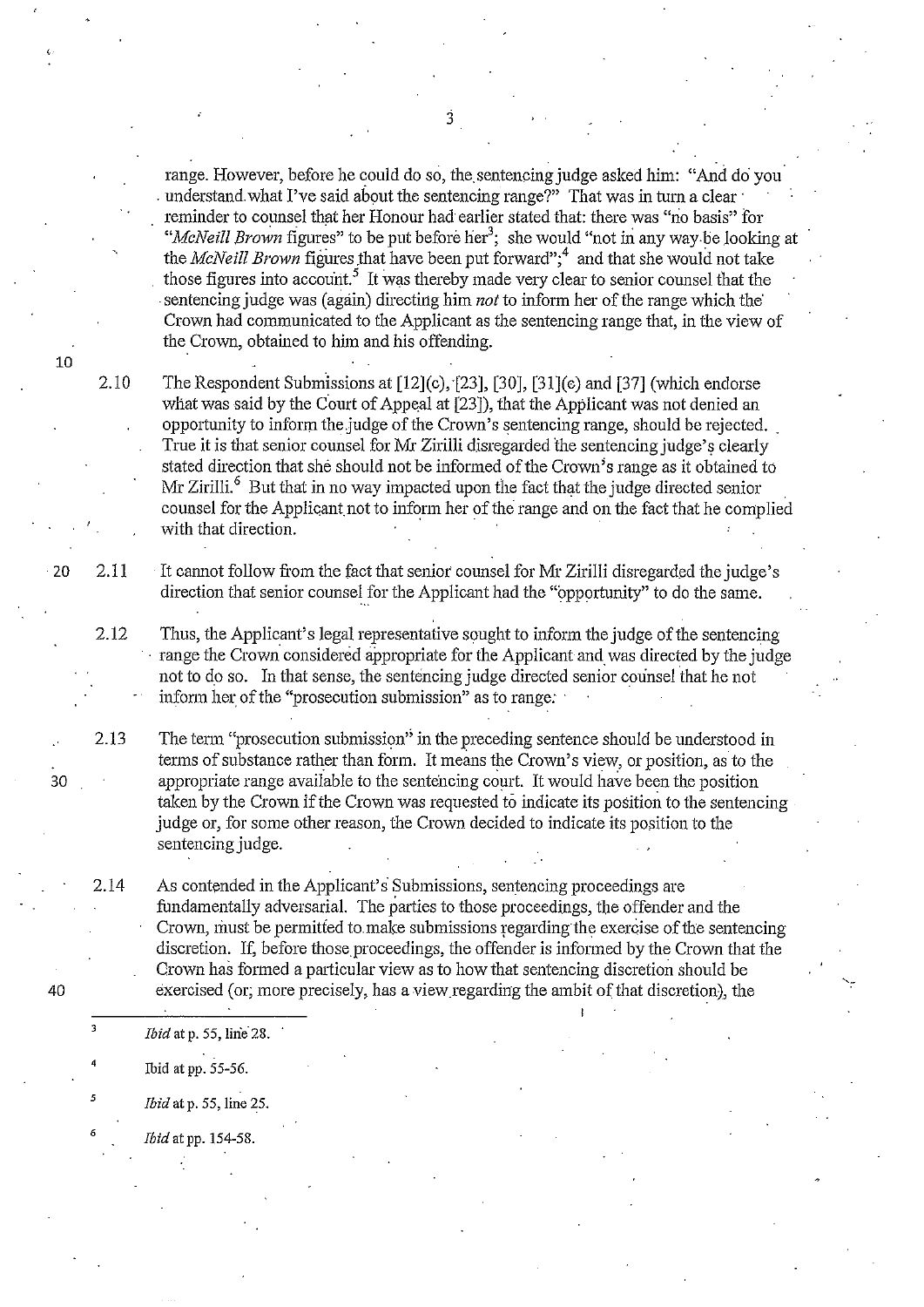range. However, before he could do so, the sentencing judge asked him: "And do you understand what I've said about the sentencing range?" That was in turn a clear reminder to counsel that her Honour had earlier stated that: there was "no basis" for "*McNeill Brown* figures" to be put before her[3]; she would "not in any way be looking at the *McNeill Brown* figures that have been put forward";[4] and that she would not take those figures into account.[5] It was thereby made very clear to senior counsel that the sentencing judge was (again) directing him *not* to inform her of the range which the Crown had communicated to the Applicant as the sentencing range that, in the view of the Crown, obtained to him and his offending.

2.10 The Respondent Submissions at [12](c), [23], [30], [31](c) and [37] (which endorse what was said by the Court of Appeal at [23]), that the Applicant was not denied an opportunity to inform the judge of the Crown's sentencing range, should be rejected. True it is that senior counsel for Mr Zirilli disregarded the sentencing judge's clearly stated direction that she should not be informed of the Crown's range as it obtained to Mr Zirilli.[6] But that in no way impacted upon the fact that the judge directed senior counsel for the Applicant not to inform her of the range and on the fact that he complied with that direction.

2.11 It cannot follow from the fact that senior counsel for Mr Zirilli disregarded the judge's direction that senior counsel for the Applicant had the "opportunity" to do the same.

2.12 Thus, the Applicant's legal representative sought to inform the judge of the sentencing range the Crown considered appropriate for the Applicant and was directed by the judge not to do so. In that sense, the sentencing judge directed senior counsel that he not inform her of the "prosecution submission" as to range.

2.13 The term "prosecution submission" in the preceding sentence should be understood in terms of substance rather than form. It means the Crown's view, or position, as to the appropriate range available to the sentencing court. It would have been the position taken by the Crown if the Crown was requested to indicate its position to the sentencing judge or, for some other reason, the Crown decided to indicate its position to the sentencing judge.

2.14 As contended in the Applicant's Submissions, sentencing proceedings are fundamentally adversarial. The parties to those proceedings, the offender and the Crown, must be permitted to make submissions regarding the exercise of the sentencing discretion. If, before those proceedings, the offender is informed by the Crown that the Crown has formed a particular view as to how that sentencing discretion should be exercised (or, more precisely, has a view regarding the ambit of that discretion), the

---

[3] *Ibid* at p. 55, line 28.

[4] Ibid at pp. 55-56.

[5] *Ibid* at p. 55, line 25.

[6] *Ibid* at pp. 154-58.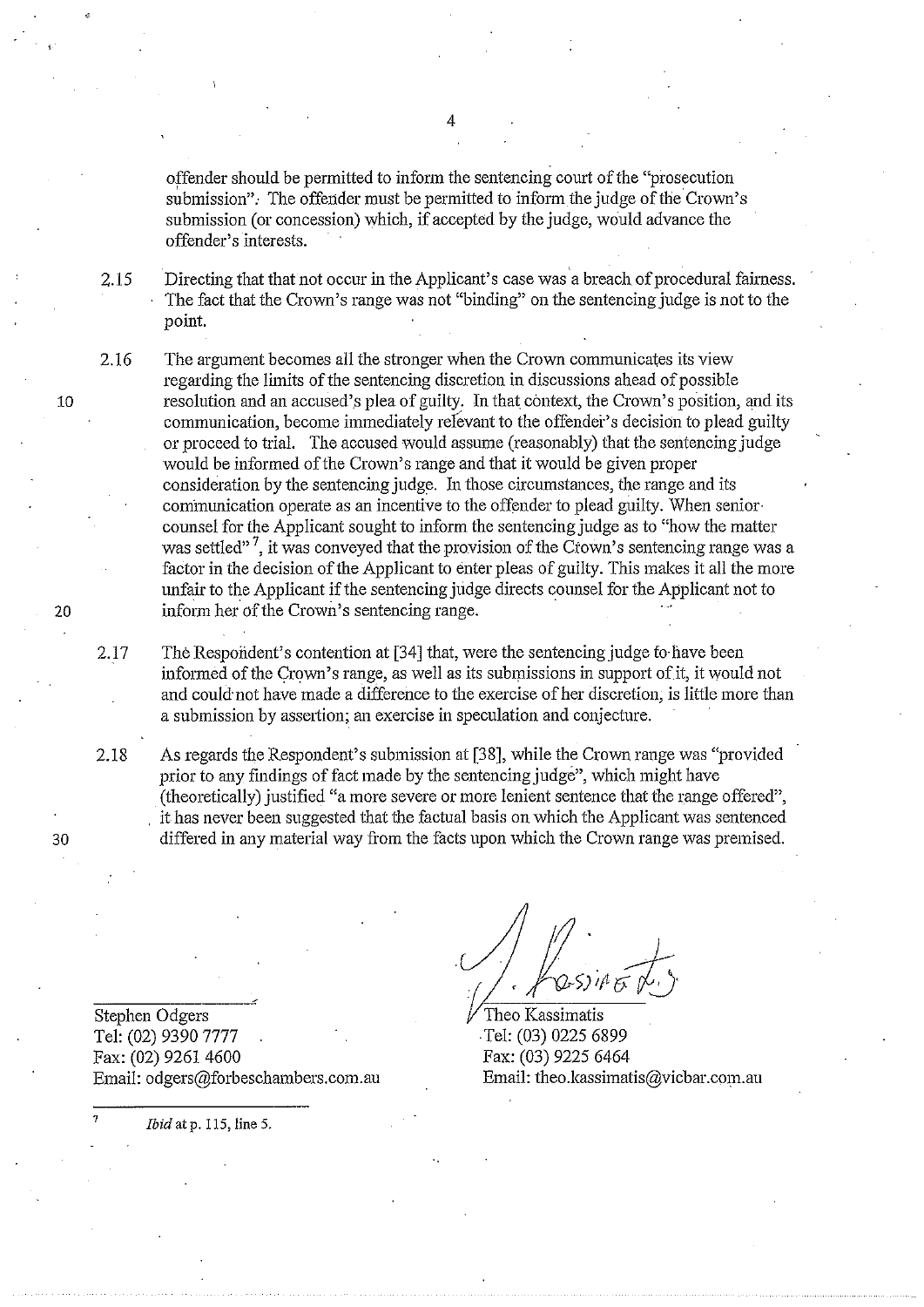offender should be permitted to inform the sentencing court of the "prosecution submission". The offender must be permitted to inform the judge of the Crown's submission (or concession) which, if accepted by the judge, would advance the offender's interests.

2.15 Directing that that not occur in the Applicant's case was a breach of procedural fairness. The fact that the Crown's range was not "binding" on the sentencing judge is not to the point.

2.16 The argument becomes all the stronger when the Crown communicates its view regarding the limits of the sentencing discretion in discussions ahead of possible resolution and an accused's plea of guilty. In that context, the Crown's position, and its communication, become immediately relevant to the offender's decision to plead guilty or proceed to trial. The accused would assume (reasonably) that the sentencing judge would be informed of the Crown's range and that it would be given proper consideration by the sentencing judge. In those circumstances, the range and its communication operate as an incentive to the offender to plead guilty. When senior counsel for the Applicant sought to inform the sentencing judge as to "how the matter was settled"[7], it was conveyed that the provision of the Crown's sentencing range was a factor in the decision of the Applicant to enter pleas of guilty. This makes it all the more unfair to the Applicant if the sentencing judge directs counsel for the Applicant not to inform her of the Crown's sentencing range.

2.17 The Respondent's contention at [34] that, were the sentencing judge to have been informed of the Crown's range, as well as its submissions in support of it, it would not and could not have made a difference to the exercise of her discretion, is little more than a submission by assertion; an exercise in speculation and conjecture.

2.18 As regards the Respondent's submission at [38], while the Crown range was "provided prior to any findings of fact made by the sentencing judge", which might have (theoretically) justified "a more severe or more lenient sentence that the range offered", it has never been suggested that the factual basis on which the Applicant was sentenced differed in any material way from the facts upon which the Crown range was premised.

Stephen Odgers
Tel: (02) 9390 7777
Fax: (02) 9261 4600
Email: odgers@forbeschambers.com.au

Theo Kassimatis
Tel: (03) 0225 6899
Fax: (03) 9225 6464
Email: theo.kassimatis@vicbar.com.au

---

[7] *Ibid* at p. 115, line 5.